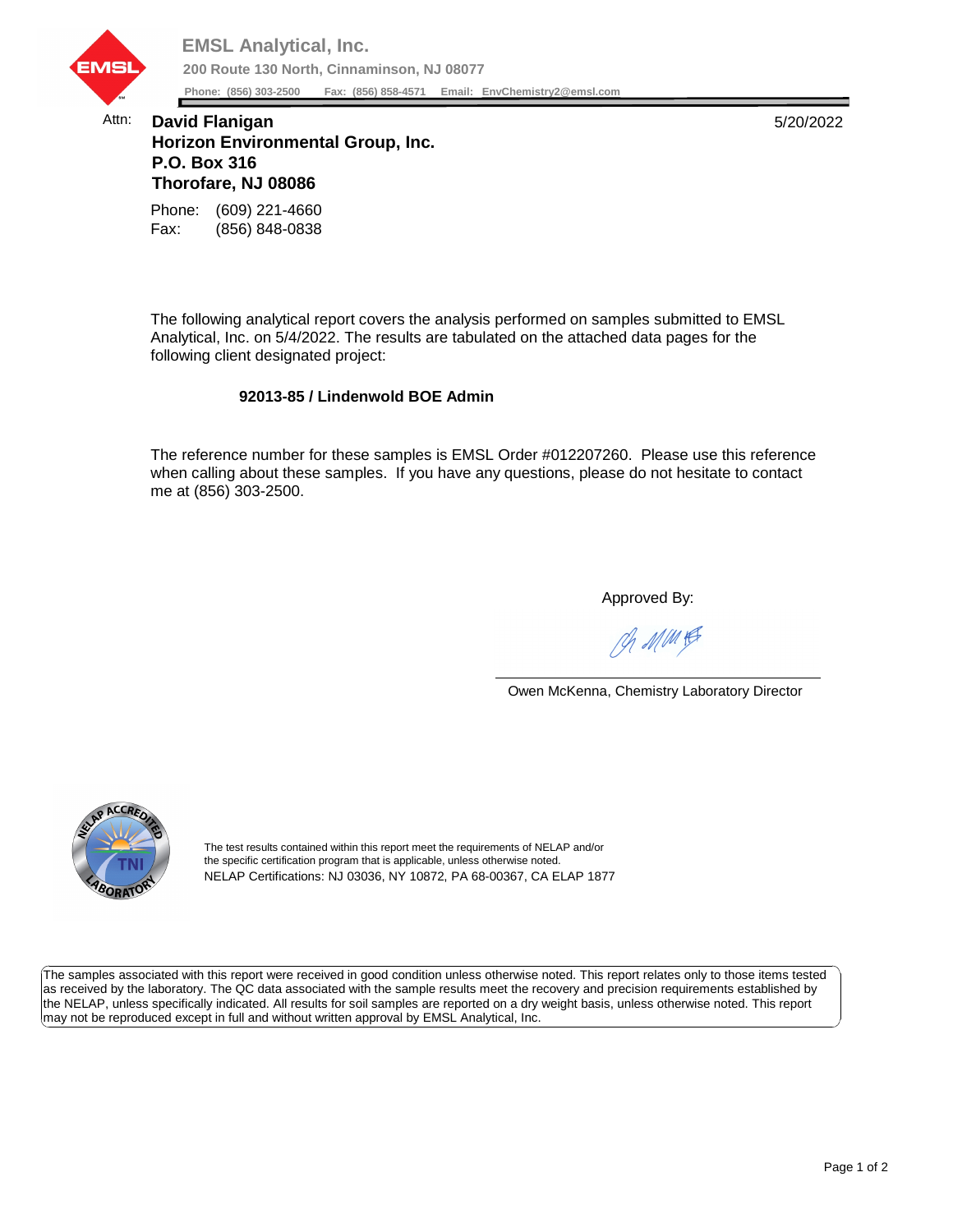**EMSL Analytical, Inc.**

**200 Route 130 North, Cinnaminson, NJ 08077**

**Phone: (856) 303-2500 Fax: (856) 858-4571 Email: EnvChemistry2@emsl.com**

Attn: **David Flanigan**
**Horizon Environmental Group, Inc.**
**P.O. Box 316**
**Thorofare, NJ 08086**

5/20/2022

Phone: (609) 221-4660
Fax: (856) 848-0838

The following analytical report covers the analysis performed on samples submitted to EMSL Analytical, Inc. on 5/4/2022. The results are tabulated on the attached data pages for the following client designated project:

**92013-85 / Lindenwold BOE Admin**

The reference number for these samples is EMSL Order #012207260. Please use this reference when calling about these samples. If you have any questions, please do not hesitate to contact me at (856) 303-2500.

Approved By:

Owen McKenna, Chemistry Laboratory Director

The test results contained within this report meet the requirements of NELAP and/or the specific certification program that is applicable, unless otherwise noted.
NELAP Certifications: NJ 03036, NY 10872, PA 68-00367, CA ELAP 1877

The samples associated with this report were received in good condition unless otherwise noted. This report relates only to those items tested as received by the laboratory. The QC data associated with the sample results meet the recovery and precision requirements established by the NELAP, unless specifically indicated. All results for soil samples are reported on a dry weight basis, unless otherwise noted. This report may not be reproduced except in full and without written approval by EMSL Analytical, Inc.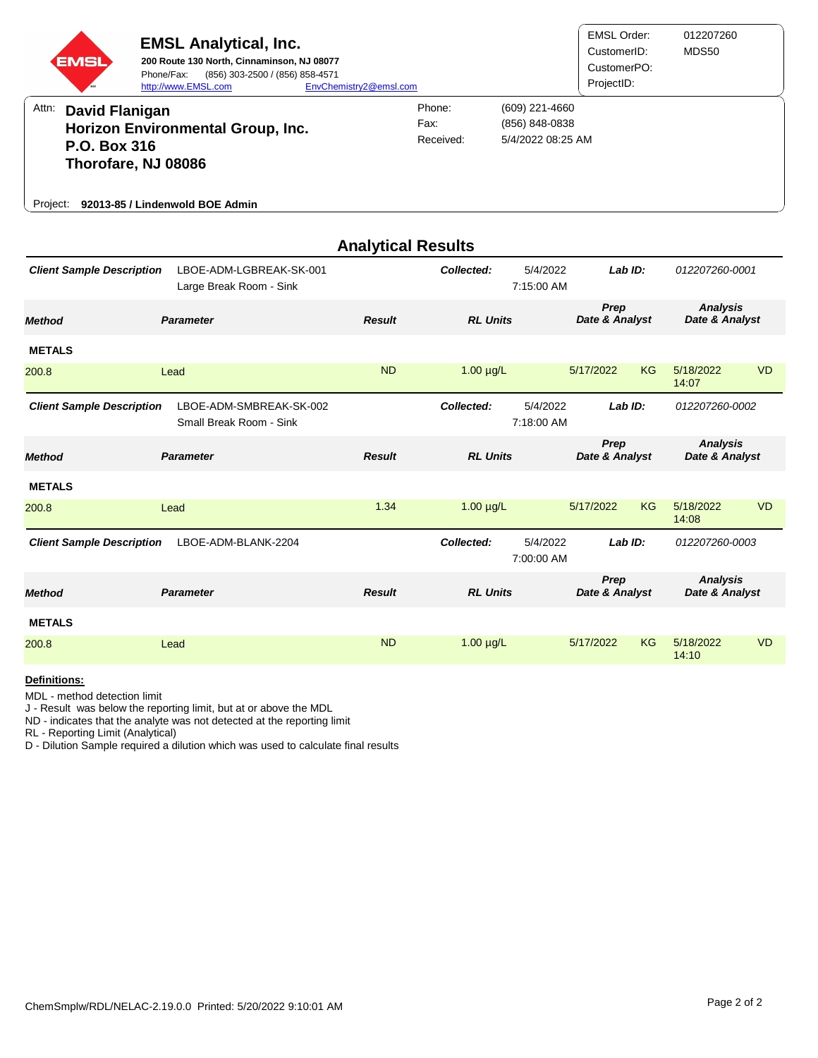**EMSL Analytical, Inc.**
**200 Route 130 North, Cinnaminson, NJ 08077**
Phone/Fax: (856) 303-2500 / (856) 858-4571
http://www.EMSL.com EnvChemistry2@emsl.com

EMSL Order: 012207260
CustomerID: MDS50
CustomerPO:
ProjectID:

Attn: **David Flanigan**
**Horizon Environmental Group, Inc.**
**P.O. Box 316**
**Thorofare, NJ 08086**

Phone: (609) 221-4660
Fax: (856) 848-0838
Received: 5/4/2022 08:25 AM

Project: **92013-85 / Lindenwold BOE Admin**

## Analytical Results

***Client Sample Description*** LBOE-ADM-LGBREAK-SK-001 Large Break Room - Sink
***Collected:*** 5/4/2022 7:15:00 AM ***Lab ID:*** *012207260-0001*

| Method | Parameter | Result | RL Units | Prep Date & Analyst | | Analysis Date & Analyst | |
|---|---|---|---|---|---|---|---|
| **METALS** | | | | | | | |
| 200.8 | Lead | ND | 1.00 µg/L | 5/17/2022 | KG | 5/18/2022 14:07 | VD |

***Client Sample Description*** LBOE-ADM-SMBREAK-SK-002 Small Break Room - Sink
***Collected:*** 5/4/2022 7:18:00 AM ***Lab ID:*** *012207260-0002*

| Method | Parameter | Result | RL Units | Prep Date & Analyst | | Analysis Date & Analyst | |
|---|---|---|---|---|---|---|---|
| **METALS** | | | | | | | |
| 200.8 | Lead | 1.34 | 1.00 µg/L | 5/17/2022 | KG | 5/18/2022 14:08 | VD |

***Client Sample Description*** LBOE-ADM-BLANK-2204
***Collected:*** 5/4/2022 7:00:00 AM ***Lab ID:*** *012207260-0003*

| Method | Parameter | Result | RL Units | Prep Date & Analyst | | Analysis Date & Analyst | |
|---|---|---|---|---|---|---|---|
| **METALS** | | | | | | | |
| 200.8 | Lead | ND | 1.00 µg/L | 5/17/2022 | KG | 5/18/2022 14:10 | VD |

**Definitions:**

MDL - method detection limit
J - Result was below the reporting limit, but at or above the MDL
ND - indicates that the analyte was not detected at the reporting limit
RL - Reporting Limit (Analytical)
D - Dilution Sample required a dilution which was used to calculate final results

ChemSmplw/RDL/NELAC-2.19.0.0 Printed: 5/20/2022 9:10:01 AM